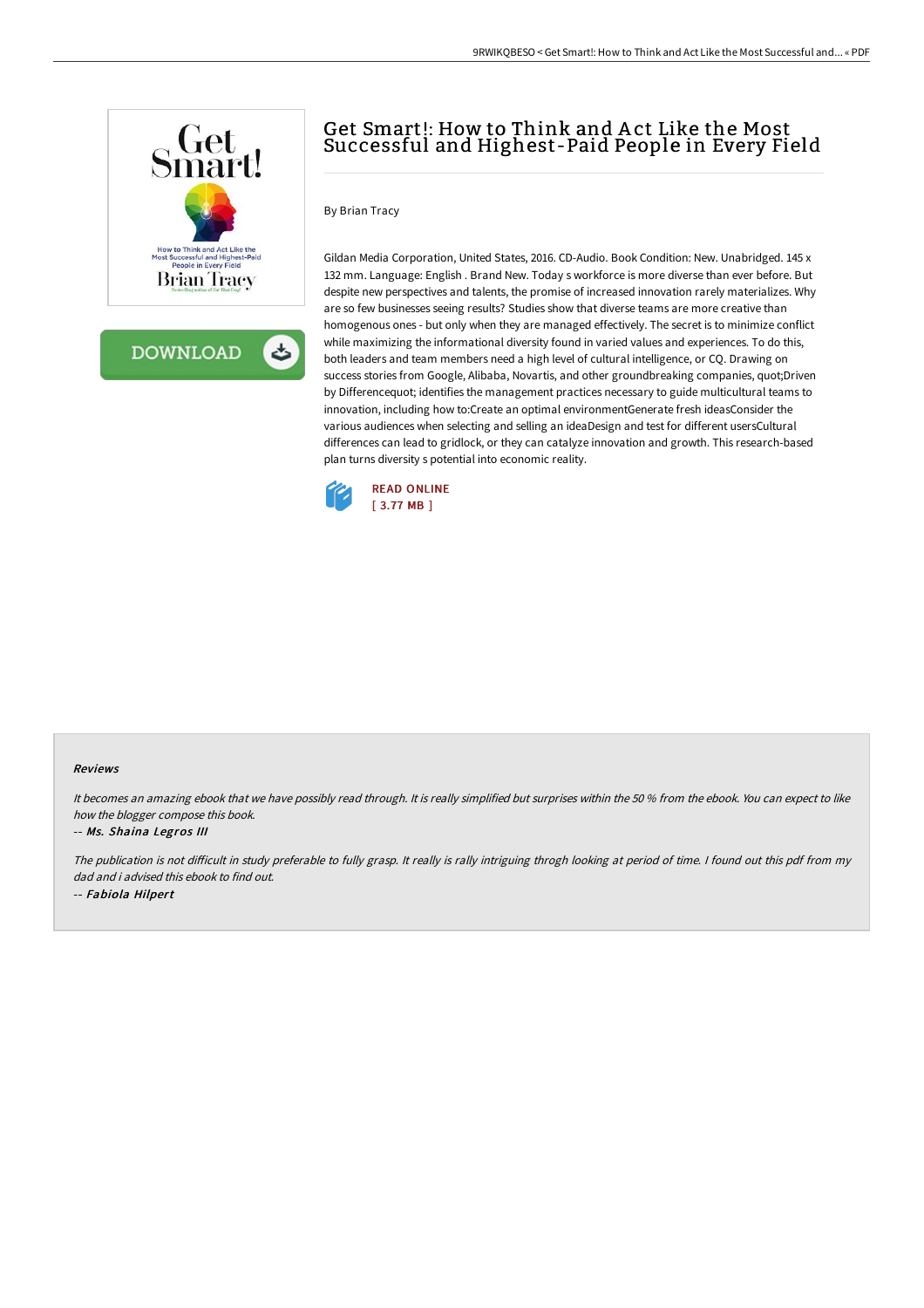# Get Smart!: How to Think and Act Like the Most Successful and Highest-Paid People in Every Field

By Brian Tracy

Gildan Media Corporation, United States, 2016. CD-Audio. Book Condition: New. Unabridged. 145 x 132 mm. Language: English . Brand New. Today s workforce is more diverse than ever before. But despite new perspectives and talents, the promise of increased innovation rarely materializes. Why are so few businesses seeing results? Studies show that diverse teams are more creative than homogenous ones - but only when they are managed effectively. The secret is to minimize conflict while maximizing the informational diversity found in varied values and experiences. To do this, both leaders and team members need a high level of cultural intelligence, or CQ. Drawing on success stories from Google, Alibaba, Novartis, and other groundbreaking companies, quot;Driven by Differencequot; identifies the management practices necessary to guide multicultural teams to innovation, including how to:Create an optimal environmentGenerate fresh ideasConsider the various audiences when selecting and selling an ideaDesign and test for different usersCultural differences can lead to gridlock, or they can catalyze innovation and growth. This research-based plan turns diversity s potential into economic reality.

READ ONLINE
[ 3.77 MB ]

### Reviews

*It becomes an amazing ebook that we have possibly read through. It is really simplified but surprises within the 50 % from the ebook. You can expect to like how the blogger compose this book.*

-- *Ms. Shaina Legros III*

*The publication is not difficult in study preferable to fully grasp. It really is rally intriguing throgh looking at period of time. I found out this pdf from my dad and i advised this ebook to find out.*

-- *Fabiola Hilpert*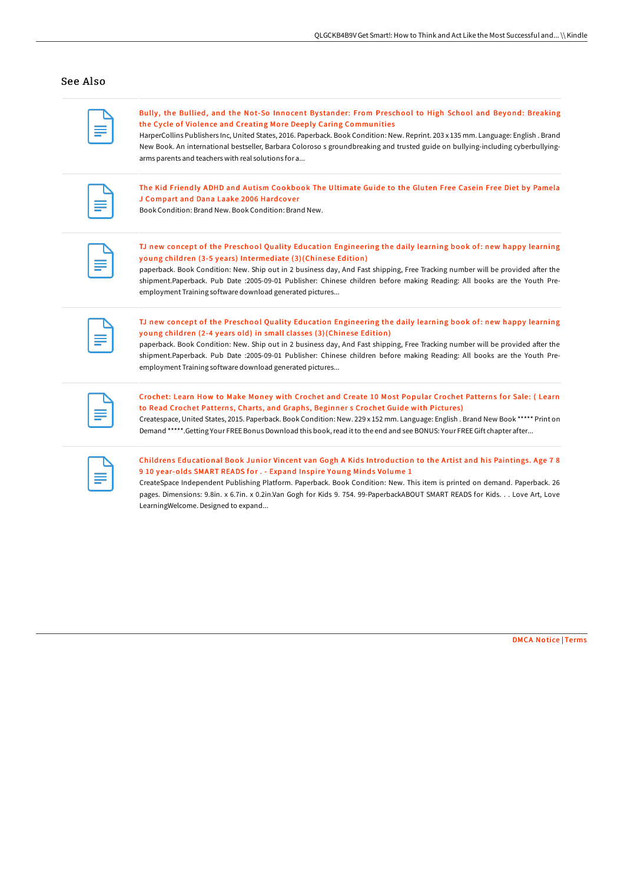## See Also

**Bully, the Bullied, and the Not-So Innocent Bystander: From Preschool to High School and Beyond: Breaking the Cycle of Violence and Creating More Deeply Caring Communities**

HarperCollins Publishers Inc, United States, 2016. Paperback. Book Condition: New. Reprint. 203 x 135 mm. Language: English . Brand New Book. An international bestseller, Barbara Coloroso s groundbreaking and trusted guide on bullying-including cyberbullying-arms parents and teachers with real solutions for a...

**The Kid Friendly ADHD and Autism Cookbook The Ultimate Guide to the Gluten Free Casein Free Diet by Pamela J Compart and Dana Laake 2006 Hardcover**

Book Condition: Brand New. Book Condition: Brand New.

**TJ new concept of the Preschool Quality Education Engineering the daily learning book of: new happy learning young children (3-5 years) Intermediate (3)(Chinese Edition)**

paperback. Book Condition: New. Ship out in 2 business day, And Fast shipping, Free Tracking number will be provided after the shipment.Paperback. Pub Date :2005-09-01 Publisher: Chinese children before making Reading: All books are the Youth Pre-employment Training software download generated pictures...

**TJ new concept of the Preschool Quality Education Engineering the daily learning book of: new happy learning young children (2-4 years old) in small classes (3)(Chinese Edition)**

paperback. Book Condition: New. Ship out in 2 business day, And Fast shipping, Free Tracking number will be provided after the shipment.Paperback. Pub Date :2005-09-01 Publisher: Chinese children before making Reading: All books are the Youth Pre-employment Training software download generated pictures...

**Crochet: Learn How to Make Money with Crochet and Create 10 Most Popular Crochet Patterns for Sale: ( Learn to Read Crochet Patterns, Charts, and Graphs, Beginner s Crochet Guide with Pictures)**

Createspace, United States, 2015. Paperback. Book Condition: New. 229 x 152 mm. Language: English . Brand New Book ***** Print on Demand *****.Getting Your FREE Bonus Download this book, read it to the end and see BONUS: Your FREE Gift chapter after...

**Childrens Educational Book Junior Vincent van Gogh A Kids Introduction to the Artist and his Paintings. Age 7 8 9 10 year-olds SMART READS for . - Expand Inspire Young Minds Volume 1**

CreateSpace Independent Publishing Platform. Paperback. Book Condition: New. This item is printed on demand. Paperback. 26 pages. Dimensions: 9.8in. x 6.7in. x 0.2in.Van Gogh for Kids 9. 754. 99-PaperbackABOUT SMART READS for Kids. . . Love Art, Love LearningWelcome. Designed to expand...